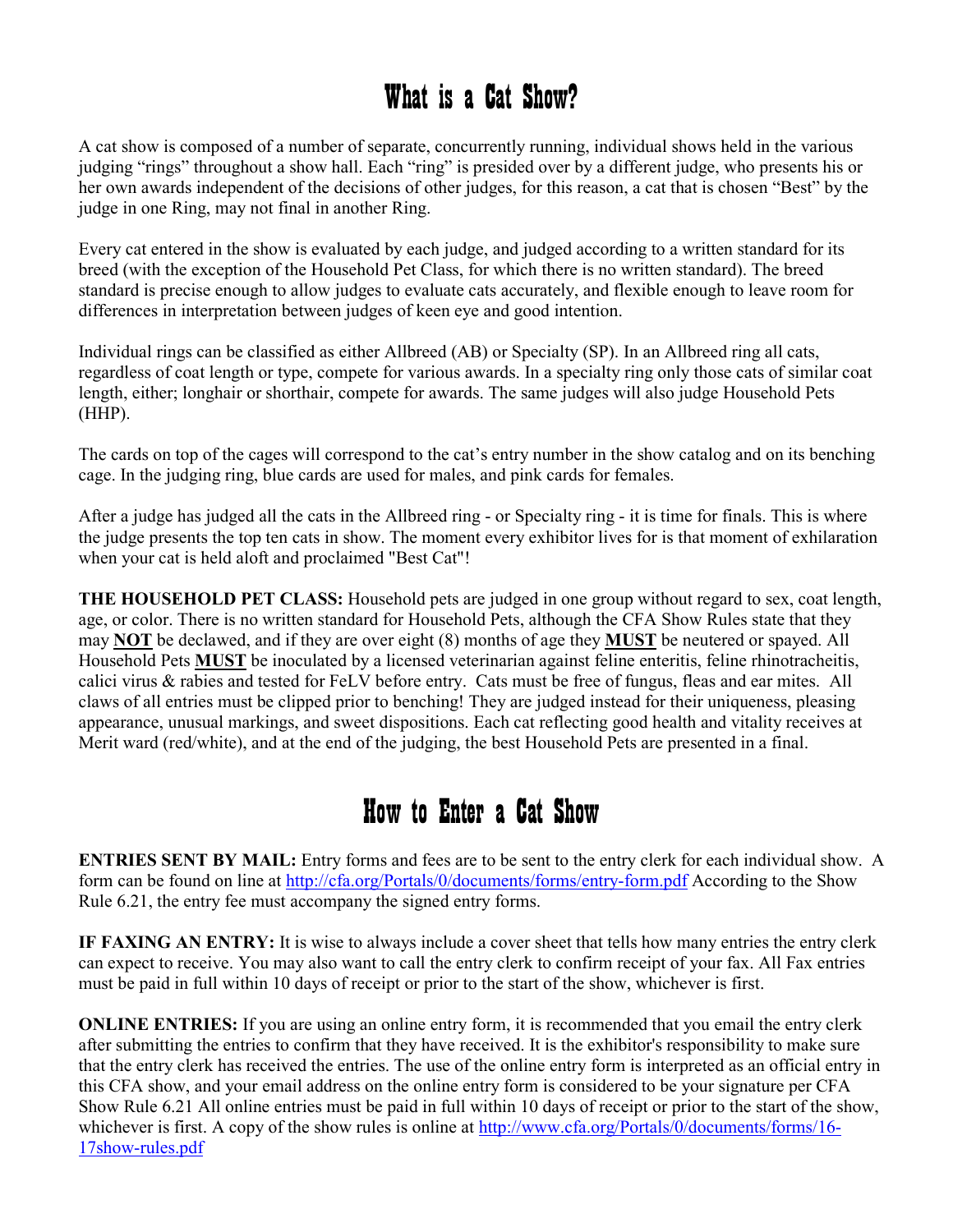# What is a Cat Show?

A cat show is composed of a number of separate, concurrently running, individual shows held in the various judging "rings" throughout a show hall. Each "ring" is presided over by a different judge, who presents his or her own awards independent of the decisions of other judges, for this reason, a cat that is chosen "Best" by the judge in one Ring, may not final in another Ring.

Every cat entered in the show is evaluated by each judge, and judged according to a written standard for its breed (with the exception of the Household Pet Class, for which there is no written standard). The breed standard is precise enough to allow judges to evaluate cats accurately, and flexible enough to leave room for differences in interpretation between judges of keen eye and good intention.

Individual rings can be classified as either Allbreed (AB) or Specialty (SP). In an Allbreed ring all cats, regardless of coat length or type, compete for various awards. In a specialty ring only those cats of similar coat length, either; longhair or shorthair, compete for awards. The same judges will also judge Household Pets (HHP).

The cards on top of the cages will correspond to the cat's entry number in the show catalog and on its benching cage. In the judging ring, blue cards are used for males, and pink cards for females.

After a judge has judged all the cats in the Allbreed ring - or Specialty ring - it is time for finals. This is where the judge presents the top ten cats in show. The moment every exhibitor lives for is that moment of exhilaration when your cat is held aloft and proclaimed "Best Cat"!

**THE HOUSEHOLD PET CLASS:** Household pets are judged in one group without regard to sex, coat length, age, or color. There is no written standard for Household Pets, although the CFA Show Rules state that they may **NOT** be declawed, and if they are over eight (8) months of age they **MUST** be neutered or spayed. All Household Pets **MUST** be inoculated by a licensed veterinarian against feline enteritis, feline rhinotracheitis, calici virus & rabies and tested for FeLV before entry. Cats must be free of fungus, fleas and ear mites. All claws of all entries must be clipped prior to benching! They are judged instead for their uniqueness, pleasing appearance, unusual markings, and sweet dispositions. Each cat reflecting good health and vitality receives at Merit ward (red/white), and at the end of the judging, the best Household Pets are presented in a final.

# How to Enter a Cat Show

**ENTRIES SENT BY MAIL:** Entry forms and fees are to be sent to the entry clerk for each individual show. A form can be found on line at http://cfa.org/Portals/0/documents/forms/entry-form.pdf According to the Show Rule 6.21, the entry fee must accompany the signed entry forms.

**IF FAXING AN ENTRY:** It is wise to always include a cover sheet that tells how many entries the entry clerk can expect to receive. You may also want to call the entry clerk to confirm receipt of your fax. All Fax entries must be paid in full within 10 days of receipt or prior to the start of the show, whichever is first.

**ONLINE ENTRIES:** If you are using an online entry form, it is recommended that you email the entry clerk after submitting the entries to confirm that they have received. It is the exhibitor's responsibility to make sure that the entry clerk has received the entries. The use of the online entry form is interpreted as an official entry in this CFA show, and your email address on the online entry form is considered to be your signature per CFA Show Rule 6.21 All online entries must be paid in full within 10 days of receipt or prior to the start of the show, whichever is first. A copy of the show rules is online at http://www.cfa.org/Portals/0/documents/forms/16-17show-rules.pdf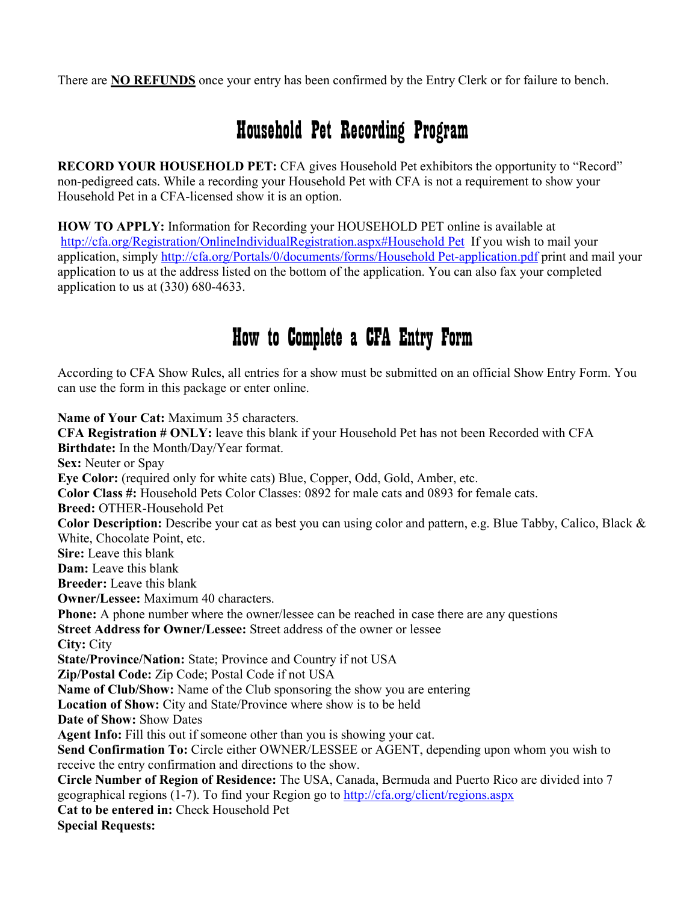There are **NO REFUNDS** once your entry has been confirmed by the Entry Clerk or for failure to bench.

## Household Pet Recording Program

**RECORD YOUR HOUSEHOLD PET:** CFA gives Household Pet exhibitors the opportunity to "Record" non-pedigreed cats. While a recording your Household Pet with CFA is not a requirement to show your Household Pet in a CFA-licensed show it is an option.

**HOW TO APPLY:** Information for Recording your HOUSEHOLD PET online is available at http://cfa.org/Registration/OnlineIndividualRegistration.aspx#Household Pet If you wish to mail your application, simply http://cfa.org/Portals/0/documents/forms/Household Pet-application.pdf print and mail your application to us at the address listed on the bottom of the application. You can also fax your completed application to us at (330) 680-4633.

## How to Complete a CFA Entry Form

According to CFA Show Rules, all entries for a show must be submitted on an official Show Entry Form. You can use the form in this package or enter online.

**Name of Your Cat:** Maximum 35 characters.
**CFA Registration # ONLY:** leave this blank if your Household Pet has not been Recorded with CFA
**Birthdate:** In the Month/Day/Year format.
**Sex:** Neuter or Spay
**Eye Color:** (required only for white cats) Blue, Copper, Odd, Gold, Amber, etc.
**Color Class #:** Household Pets Color Classes: 0892 for male cats and 0893 for female cats.
**Breed:** OTHER-Household Pet
**Color Description:** Describe your cat as best you can using color and pattern, e.g. Blue Tabby, Calico, Black & White, Chocolate Point, etc.
**Sire:** Leave this blank
**Dam:** Leave this blank
**Breeder:** Leave this blank
**Owner/Lessee:** Maximum 40 characters.
**Phone:** A phone number where the owner/lessee can be reached in case there are any questions
**Street Address for Owner/Lessee:** Street address of the owner or lessee
**City:** City
**State/Province/Nation:** State; Province and Country if not USA
**Zip/Postal Code:** Zip Code; Postal Code if not USA
**Name of Club/Show:** Name of the Club sponsoring the show you are entering
**Location of Show:** City and State/Province where show is to be held
**Date of Show:** Show Dates
**Agent Info:** Fill this out if someone other than you is showing your cat.
**Send Confirmation To:** Circle either OWNER/LESSEE or AGENT, depending upon whom you wish to receive the entry confirmation and directions to the show.
**Circle Number of Region of Residence:** The USA, Canada, Bermuda and Puerto Rico are divided into 7 geographical regions (1-7). To find your Region go to http://cfa.org/client/regions.aspx
**Cat to be entered in:** Check Household Pet
**Special Requests:**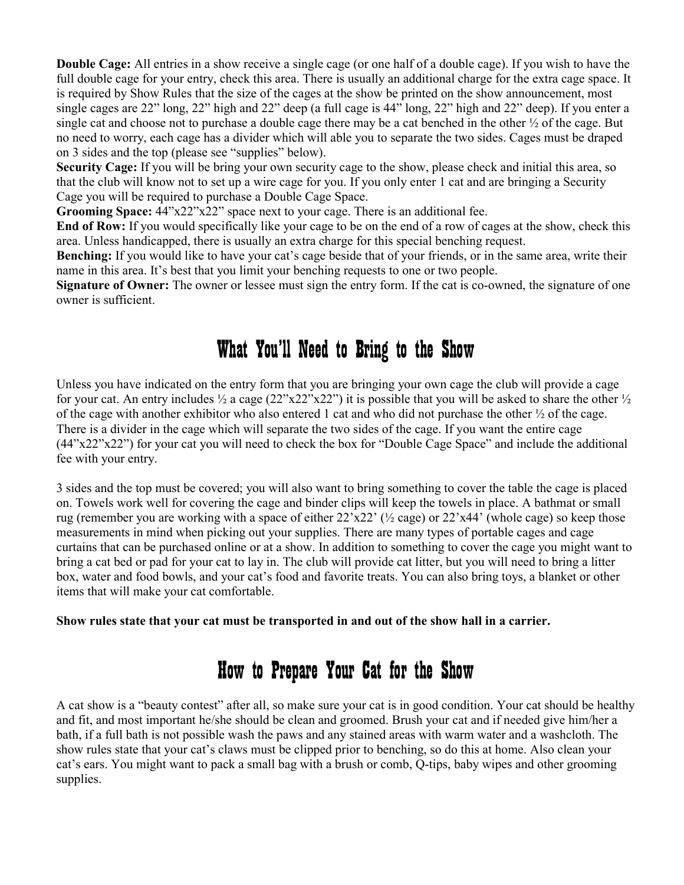**Double Cage:** All entries in a show receive a single cage (or one half of a double cage). If you wish to have the full double cage for your entry, check this area. There is usually an additional charge for the extra cage space. It is required by Show Rules that the size of the cages at the show be printed on the show announcement, most single cages are 22" long, 22" high and 22" deep (a full cage is 44" long, 22" high and 22" deep). If you enter a single cat and choose not to purchase a double cage there may be a cat benched in the other ½ of the cage. But no need to worry, each cage has a divider which will able you to separate the two sides. Cages must be draped on 3 sides and the top (please see "supplies" below).
**Security Cage:** If you will be bring your own security cage to the show, please check and initial this area, so that the club will know not to set up a wire cage for you. If you only enter 1 cat and are bringing a Security Cage you will be required to purchase a Double Cage Space.
**Grooming Space:** 44"x22"x22" space next to your cage. There is an additional fee.
**End of Row:** If you would specifically like your cage to be on the end of a row of cages at the show, check this area. Unless handicapped, there is usually an extra charge for this special benching request.
**Benching:** If you would like to have your cat's cage beside that of your friends, or in the same area, write their name in this area. It's best that you limit your benching requests to one or two people.
**Signature of Owner:** The owner or lessee must sign the entry form. If the cat is co-owned, the signature of one owner is sufficient.

## What You'll Need to Bring to the Show

Unless you have indicated on the entry form that you are bringing your own cage the club will provide a cage for your cat. An entry includes ½ a cage (22"x22"x22") it is possible that you will be asked to share the other ½ of the cage with another exhibitor who also entered 1 cat and who did not purchase the other ½ of the cage. There is a divider in the cage which will separate the two sides of the cage. If you want the entire cage (44"x22"x22") for your cat you will need to check the box for "Double Cage Space" and include the additional fee with your entry.

3 sides and the top must be covered; you will also want to bring something to cover the table the cage is placed on. Towels work well for covering the cage and binder clips will keep the towels in place. A bathmat or small rug (remember you are working with a space of either 22'x22' (½ cage) or 22'x44' (whole cage) so keep those measurements in mind when picking out your supplies. There are many types of portable cages and cage curtains that can be purchased online or at a show. In addition to something to cover the cage you might want to bring a cat bed or pad for your cat to lay in. The club will provide cat litter, but you will need to bring a litter box, water and food bowls, and your cat's food and favorite treats. You can also bring toys, a blanket or other items that will make your cat comfortable.

**Show rules state that your cat must be transported in and out of the show hall in a carrier.**

## How to Prepare Your Cat for the Show

A cat show is a "beauty contest" after all, so make sure your cat is in good condition. Your cat should be healthy and fit, and most important he/she should be clean and groomed. Brush your cat and if needed give him/her a bath, if a full bath is not possible wash the paws and any stained areas with warm water and a washcloth. The show rules state that your cat's claws must be clipped prior to benching, so do this at home. Also clean your cat's ears. You might want to pack a small bag with a brush or comb, Q-tips, baby wipes and other grooming supplies.